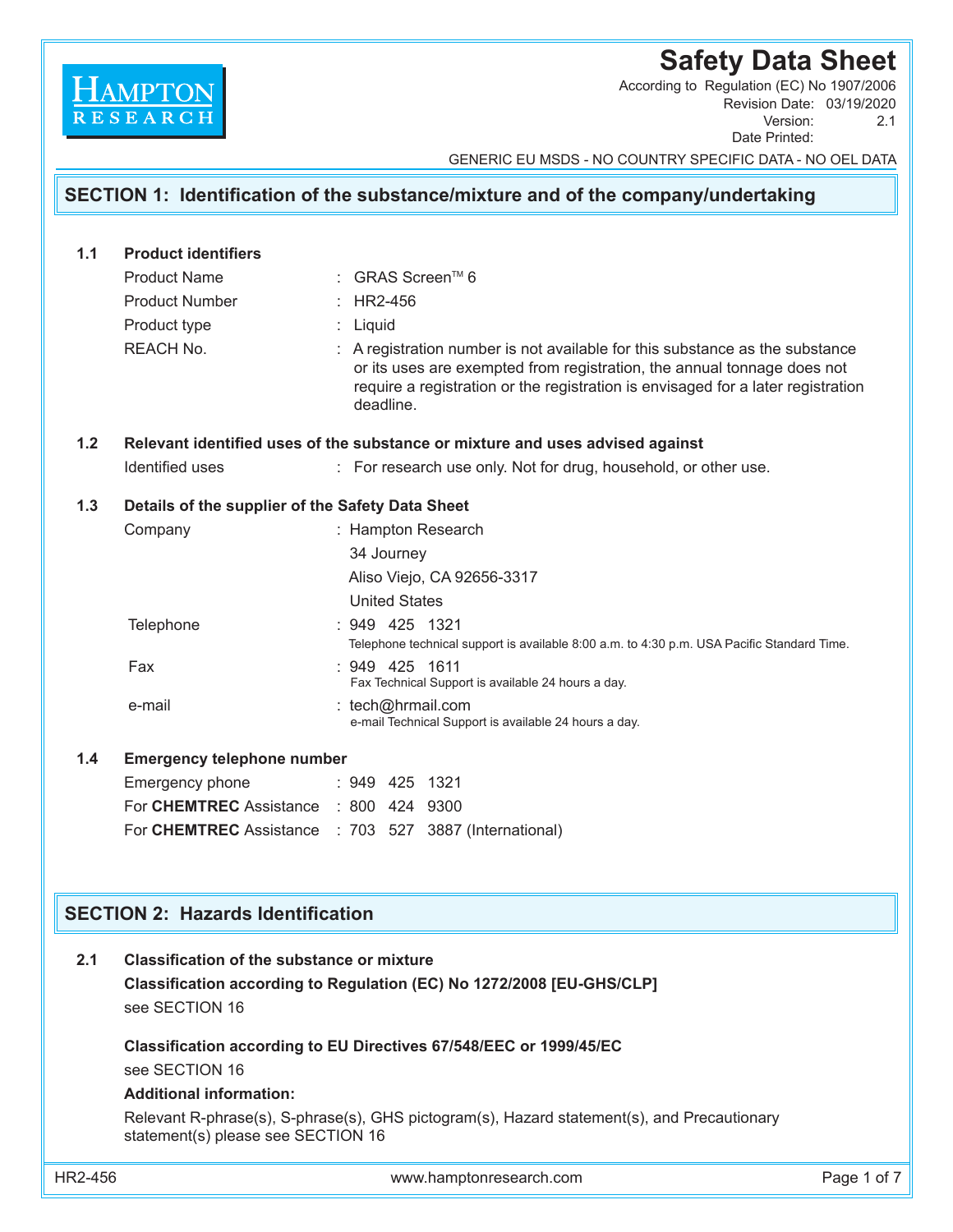HAMPTON RESEARCH

# Safety Data Sheet

According to Regulation (EC) No 1907/2006
Revision Date: 03/19/2020
Version: 2.1
Date Printed:

GENERIC EU MSDS - NO COUNTRY SPECIFIC DATA - NO OEL DATA

## SECTION 1: Identification of the substance/mixture and of the company/undertaking

### 1.1 Product identifiers

Product Name : GRAS Screen™ 6

Product Number : HR2-456

Product type : Liquid

REACH No. : A registration number is not available for this substance as the substance or its uses are exempted from registration, the annual tonnage does not require a registration or the registration is envisaged for a later registration deadline.

### 1.2 Relevant identified uses of the substance or mixture and uses advised against

Identified uses : For research use only. Not for drug, household, or other use.

### 1.3 Details of the supplier of the Safety Data Sheet

Company : Hampton Research
34 Journey
Aliso Viejo, CA 92656-3317
United States

Telephone : 949 425 1321
Telephone technical support is available 8:00 a.m. to 4:30 p.m. USA Pacific Standard Time.

Fax : 949 425 1611
Fax Technical Support is available 24 hours a day.

e-mail : tech@hrmail.com
e-mail Technical Support is available 24 hours a day.

### 1.4 Emergency telephone number

Emergency phone : 949 425 1321

For **CHEMTREC** Assistance : 800 424 9300

For **CHEMTREC** Assistance : 703 527 3887 (International)

## SECTION 2: Hazards Identification

### 2.1 Classification of the substance or mixture

**Classification according to Regulation (EC) No 1272/2008 [EU-GHS/CLP]**

see SECTION 16

**Classification according to EU Directives 67/548/EEC or 1999/45/EC**

see SECTION 16

**Additional information:**

Relevant R-phrase(s), S-phrase(s), GHS pictogram(s), Hazard statement(s), and Precautionary statement(s) please see SECTION 16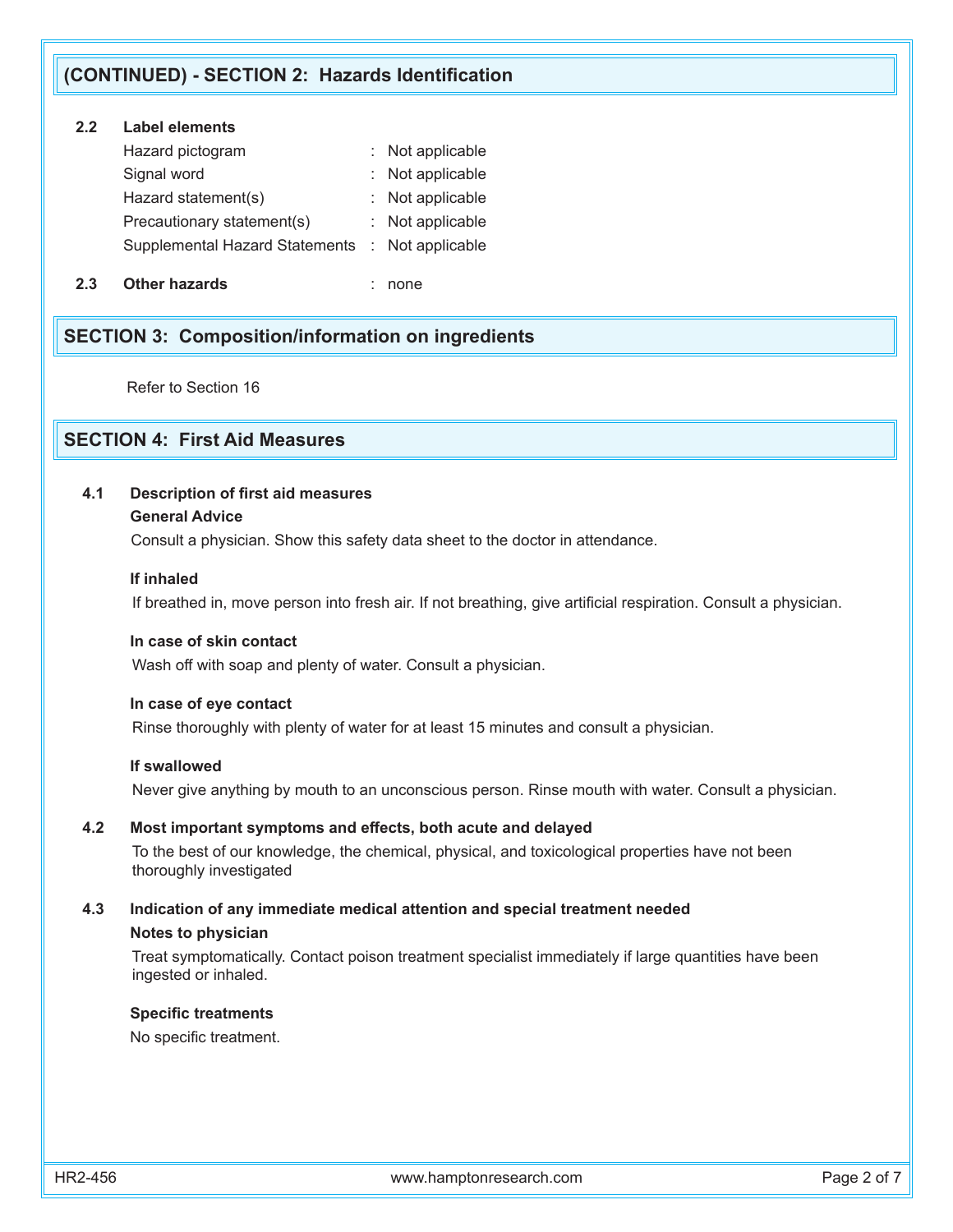## (CONTINUED) - SECTION 2: Hazards Identification

**2.2 Label elements**

| | | |
|---|---|---|
| Hazard pictogram | : | Not applicable |
| Signal word | : | Not applicable |
| Hazard statement(s) | : | Not applicable |
| Precautionary statement(s) | : | Not applicable |
| Supplemental Hazard Statements | : | Not applicable |

**2.3 Other hazards** : none

## SECTION 3: Composition/information on ingredients

Refer to Section 16

## SECTION 4: First Aid Measures

**4.1 Description of first aid measures**

**General Advice**

Consult a physician. Show this safety data sheet to the doctor in attendance.

**If inhaled**

If breathed in, move person into fresh air. If not breathing, give artificial respiration. Consult a physician.

**In case of skin contact**

Wash off with soap and plenty of water. Consult a physician.

**In case of eye contact**

Rinse thoroughly with plenty of water for at least 15 minutes and consult a physician.

**If swallowed**

Never give anything by mouth to an unconscious person. Rinse mouth with water. Consult a physician.

**4.2 Most important symptoms and effects, both acute and delayed**

To the best of our knowledge, the chemical, physical, and toxicological properties have not been thoroughly investigated

**4.3 Indication of any immediate medical attention and special treatment needed**

**Notes to physician**

Treat symptomatically. Contact poison treatment specialist immediately if large quantities have been ingested or inhaled.

**Specific treatments**

No specific treatment.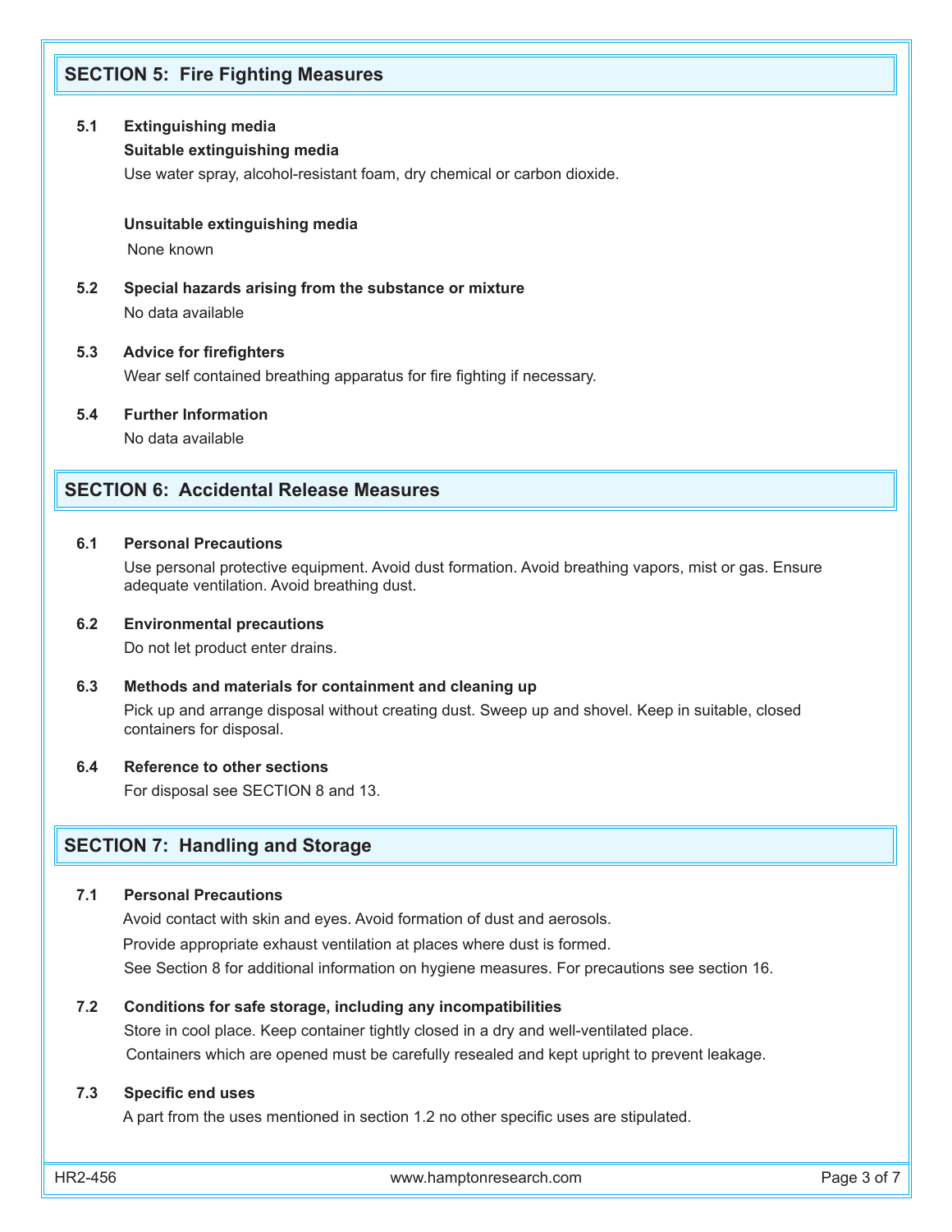## SECTION 5: Fire Fighting Measures

### 5.1 Extinguishing media

**Suitable extinguishing media**

Use water spray, alcohol-resistant foam, dry chemical or carbon dioxide.

**Unsuitable extinguishing media**

None known

### 5.2 Special hazards arising from the substance or mixture

No data available

### 5.3 Advice for firefighters

Wear self contained breathing apparatus for fire fighting if necessary.

### 5.4 Further Information

No data available

## SECTION 6: Accidental Release Measures

### 6.1 Personal Precautions

Use personal protective equipment. Avoid dust formation. Avoid breathing vapors, mist or gas. Ensure adequate ventilation. Avoid breathing dust.

### 6.2 Environmental precautions

Do not let product enter drains.

### 6.3 Methods and materials for containment and cleaning up

Pick up and arrange disposal without creating dust. Sweep up and shovel. Keep in suitable, closed containers for disposal.

### 6.4 Reference to other sections

For disposal see SECTION 8 and 13.

## SECTION 7: Handling and Storage

### 7.1 Personal Precautions

Avoid contact with skin and eyes. Avoid formation of dust and aerosols.

Provide appropriate exhaust ventilation at places where dust is formed.

See Section 8 for additional information on hygiene measures. For precautions see section 16.

### 7.2 Conditions for safe storage, including any incompatibilities

Store in cool place. Keep container tightly closed in a dry and well-ventilated place.

Containers which are opened must be carefully resealed and kept upright to prevent leakage.

### 7.3 Specific end uses

A part from the uses mentioned in section 1.2 no other specific uses are stipulated.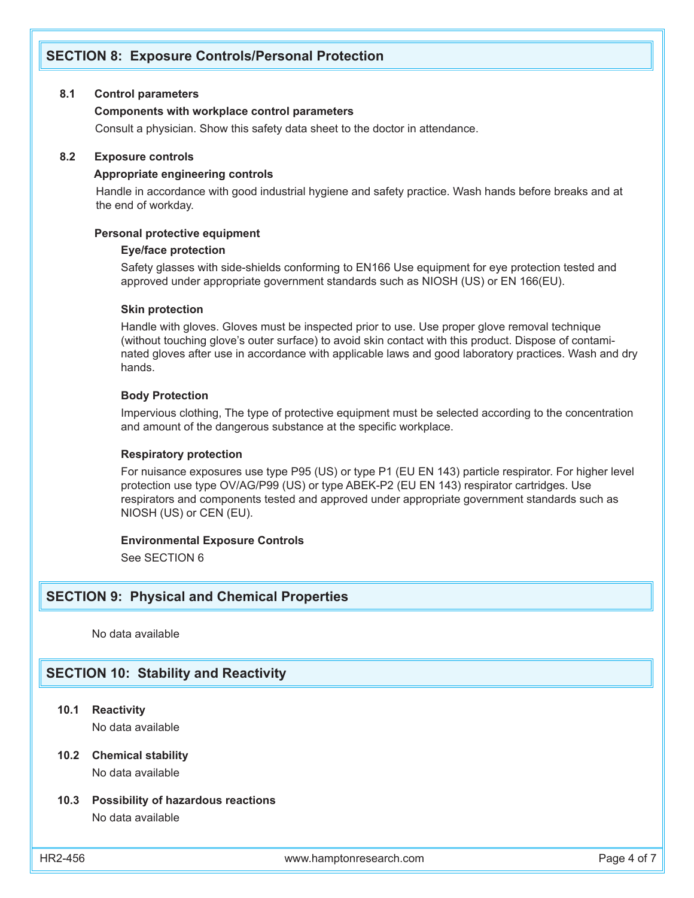## SECTION 8: Exposure Controls/Personal Protection

**8.1 Control parameters**

**Components with workplace control parameters**

Consult a physician. Show this safety data sheet to the doctor in attendance.

**8.2 Exposure controls**

**Appropriate engineering controls**

Handle in accordance with good industrial hygiene and safety practice. Wash hands before breaks and at the end of workday.

**Personal protective equipment**

**Eye/face protection**

Safety glasses with side-shields conforming to EN166 Use equipment for eye protection tested and approved under appropriate government standards such as NIOSH (US) or EN 166(EU).

**Skin protection**

Handle with gloves. Gloves must be inspected prior to use. Use proper glove removal technique (without touching glove's outer surface) to avoid skin contact with this product. Dispose of contaminated gloves after use in accordance with applicable laws and good laboratory practices. Wash and dry hands.

**Body Protection**

Impervious clothing, The type of protective equipment must be selected according to the concentration and amount of the dangerous substance at the specific workplace.

**Respiratory protection**

For nuisance exposures use type P95 (US) or type P1 (EU EN 143) particle respirator. For higher level protection use type OV/AG/P99 (US) or type ABEK-P2 (EU EN 143) respirator cartridges. Use respirators and components tested and approved under appropriate government standards such as NIOSH (US) or CEN (EU).

**Environmental Exposure Controls**

See SECTION 6

## SECTION 9: Physical and Chemical Properties

No data available

## SECTION 10: Stability and Reactivity

**10.1 Reactivity**

No data available

**10.2 Chemical stability**

No data available

**10.3 Possibility of hazardous reactions**

No data available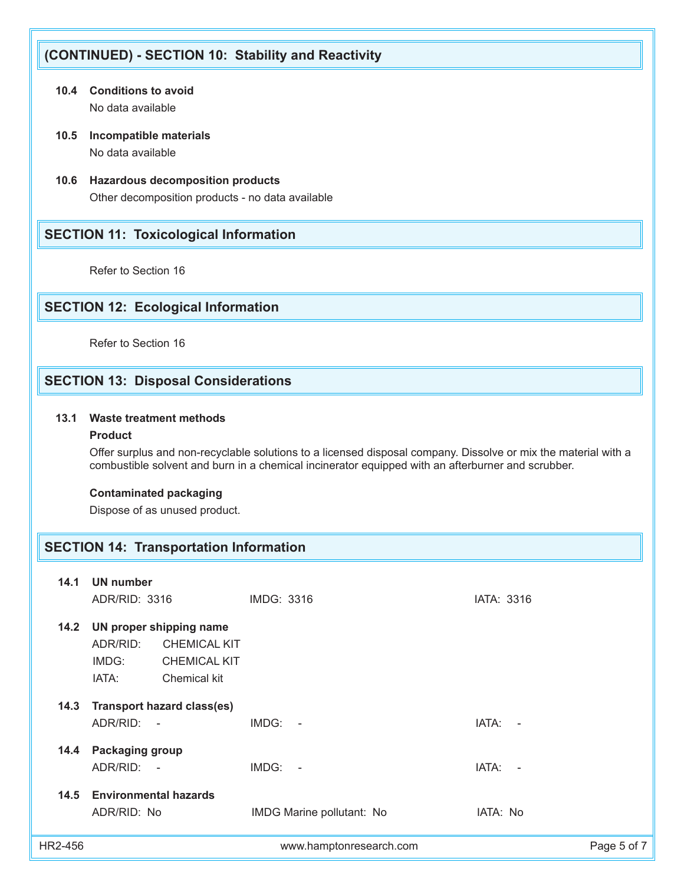## (CONTINUED) - SECTION 10: Stability and Reactivity

**10.4 Conditions to avoid**

No data available

**10.5 Incompatible materials**

No data available

**10.6 Hazardous decomposition products**

Other decomposition products - no data available

## SECTION 11: Toxicological Information

Refer to Section 16

## SECTION 12: Ecological Information

Refer to Section 16

## SECTION 13: Disposal Considerations

**13.1 Waste treatment methods**

**Product**

Offer surplus and non-recyclable solutions to a licensed disposal company. Dissolve or mix the material with a combustible solvent and burn in a chemical incinerator equipped with an afterburner and scrubber.

**Contaminated packaging**

Dispose of as unused product.

## SECTION 14: Transportation Information

**14.1 UN number**

ADR/RID: 3316 IMDG: 3316 IATA: 3316

**14.2 UN proper shipping name**

ADR/RID: CHEMICAL KIT

IMDG: CHEMICAL KIT

IATA: Chemical kit

**14.3 Transport hazard class(es)**

ADR/RID: - IMDG: - IATA: -

**14.4 Packaging group**

ADR/RID: - IMDG: - IATA: -

**14.5 Environmental hazards**

ADR/RID: No IMDG Marine pollutant: No IATA: No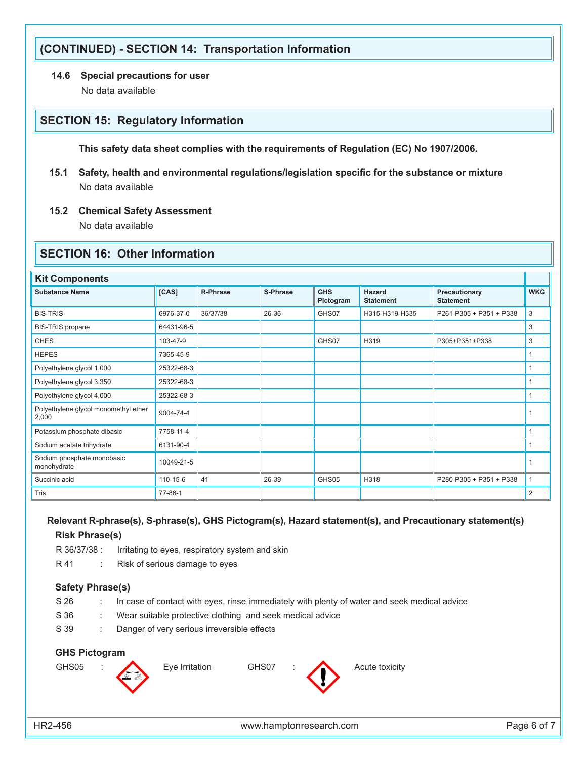## (CONTINUED) - SECTION 14: Transportation Information

**14.6 Special precautions for user**

No data available

## SECTION 15: Regulatory Information

**This safety data sheet complies with the requirements of Regulation (EC) No 1907/2006.**

**15.1 Safety, health and environmental regulations/legislation specific for the substance or mixture**

No data available

**15.2 Chemical Safety Assessment**

No data available

## SECTION 16: Other Information

| Kit Components | | | | | | | |
|---|---|---|---|---|---|---|---|
| **Substance Name** | **[CAS]** | **R-Phrase** | **S-Phrase** | **GHS Pictogram** | **Hazard Statement** | **Precautionary Statement** | **WKG** |
| BIS-TRIS | 6976-37-0 | 36/37/38 | 26-36 | GHS07 | H315-H319-H335 | P261-P305 + P351 + P338 | 3 |
| BIS-TRIS propane | 64431-96-5 | | | | | | 3 |
| CHES | 103-47-9 | | | GHS07 | H319 | P305+P351+P338 | 3 |
| HEPES | 7365-45-9 | | | | | | 1 |
| Polyethylene glycol 1,000 | 25322-68-3 | | | | | | 1 |
| Polyethylene glycol 3,350 | 25322-68-3 | | | | | | 1 |
| Polyethylene glycol 4,000 | 25322-68-3 | | | | | | 1 |
| Polyethylene glycol monomethyl ether 2,000 | 9004-74-4 | | | | | | 1 |
| Potassium phosphate dibasic | 7758-11-4 | | | | | | 1 |
| Sodium acetate trihydrate | 6131-90-4 | | | | | | 1 |
| Sodium phosphate monobasic monohydrate | 10049-21-5 | | | | | | 1 |
| Succinic acid | 110-15-6 | 41 | 26-39 | GHS05 | H318 | P280-P305 + P351 + P338 | 1 |
| Tris | 77-86-1 | | | | | | 2 |

**Relevant R-phrase(s), S-phrase(s), GHS Pictogram(s), Hazard statement(s), and Precautionary statement(s)**

**Risk Phrase(s)**

R 36/37/38 : Irritating to eyes, respiratory system and skin

R 41 : Risk of serious damage to eyes

**Safety Phrase(s)**

S 26 : In case of contact with eyes, rinse immediately with plenty of water and seek medical advice

S 36 : Wear suitable protective clothing and seek medical advice

S 39 : Danger of very serious irreversible effects

**GHS Pictogram**

GHS05 : Eye Irritation

GHS07 : Acute toxicity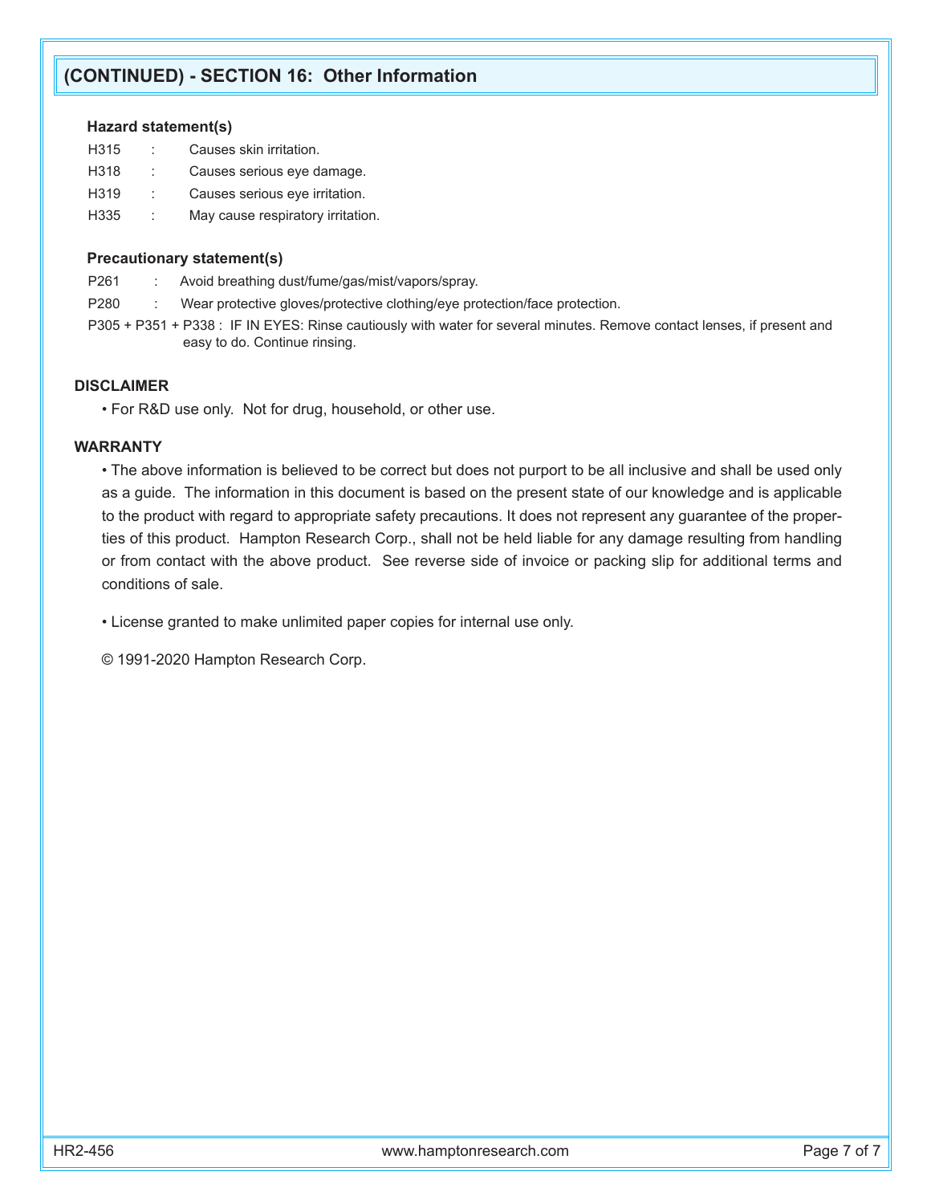## (CONTINUED) - SECTION 16: Other Information

**Hazard statement(s)**

H315 : Causes skin irritation.

H318 : Causes serious eye damage.

H319 : Causes serious eye irritation.

H335 : May cause respiratory irritation.

**Precautionary statement(s)**

P261 : Avoid breathing dust/fume/gas/mist/vapors/spray.

P280 : Wear protective gloves/protective clothing/eye protection/face protection.

P305 + P351 + P338 : IF IN EYES: Rinse cautiously with water for several minutes. Remove contact lenses, if present and easy to do. Continue rinsing.

**DISCLAIMER**

- For R&D use only. Not for drug, household, or other use.

**WARRANTY**

- The above information is believed to be correct but does not purport to be all inclusive and shall be used only as a guide. The information in this document is based on the present state of our knowledge and is applicable to the product with regard to appropriate safety precautions. It does not represent any guarantee of the properties of this product. Hampton Research Corp., shall not be held liable for any damage resulting from handling or from contact with the above product. See reverse side of invoice or packing slip for additional terms and conditions of sale.

- License granted to make unlimited paper copies for internal use only.

© 1991-2020 Hampton Research Corp.